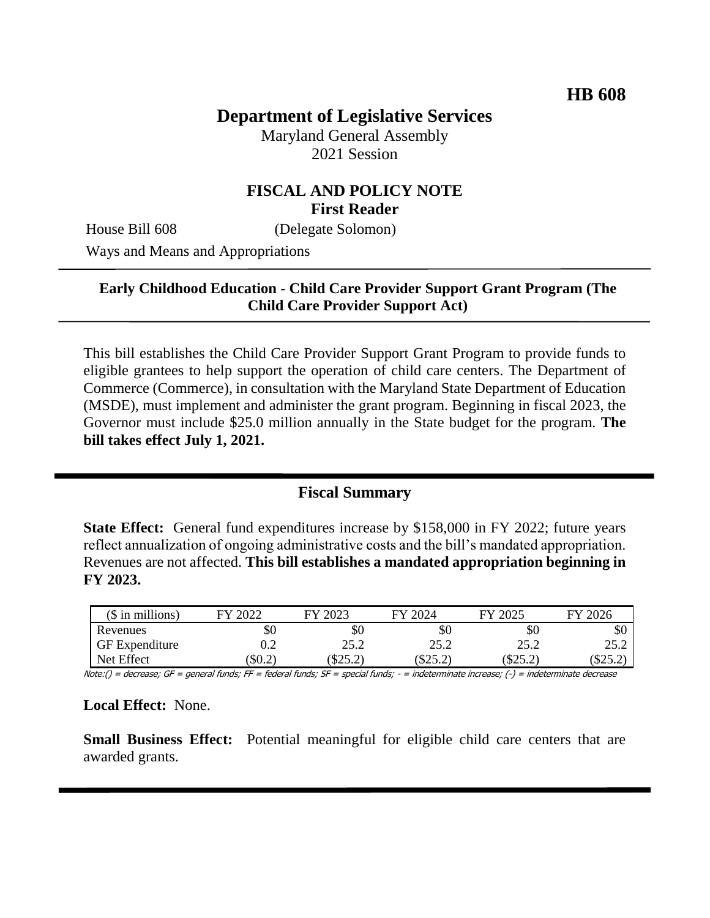**HB 608**

# Department of Legislative Services

Maryland General Assembly
2021 Session

## FISCAL AND POLICY NOTE
**First Reader**

House Bill 608 (Delegate Solomon)

Ways and Means and Appropriations

---

**Early Childhood Education - Child Care Provider Support Grant Program (The Child Care Provider Support Act)**

---

This bill establishes the Child Care Provider Support Grant Program to provide funds to eligible grantees to help support the operation of child care centers. The Department of Commerce (Commerce), in consultation with the Maryland State Department of Education (MSDE), must implement and administer the grant program. Beginning in fiscal 2023, the Governor must include $25.0 million annually in the State budget for the program. **The bill takes effect July 1, 2021.**

---

## Fiscal Summary

**State Effect:** General fund expenditures increase by $158,000 in FY 2022; future years reflect annualization of ongoing administrative costs and the bill's mandated appropriation. Revenues are not affected. **This bill establishes a mandated appropriation beginning in FY 2023.**

| ($ in millions) | FY 2022 | FY 2023 | FY 2024 | FY 2025 | FY 2026 |
|---|---|---|---|---|---|
| Revenues | $0 | $0 | $0 | $0 | $0 |
| GF Expenditure | 0.2 | 25.2 | 25.2 | 25.2 | 25.2 |
| Net Effect | ($0.2) | ($25.2) | ($25.2) | ($25.2) | ($25.2) |

Note:() = decrease; GF = general funds; FF = federal funds; SF = special funds; - = indeterminate increase; (-) = indeterminate decrease

**Local Effect:** None.

**Small Business Effect:** Potential meaningful for eligible child care centers that are awarded grants.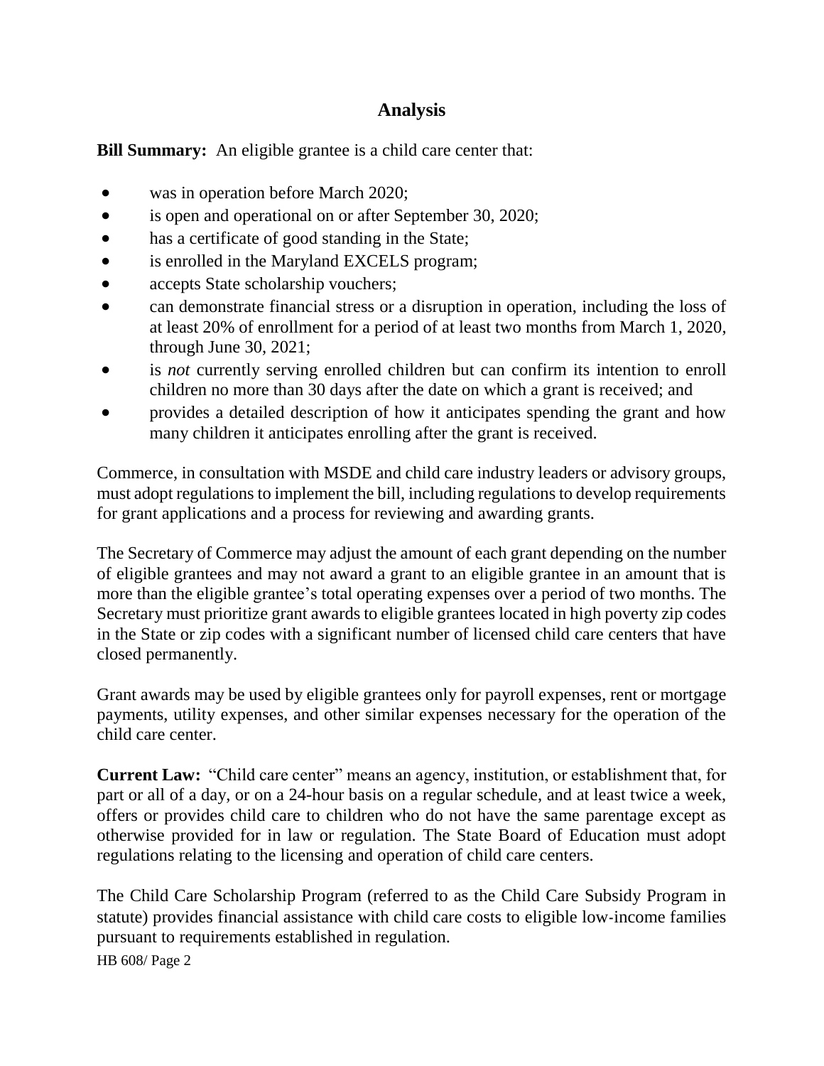## Analysis

**Bill Summary:** An eligible grantee is a child care center that:

- was in operation before March 2020;
- is open and operational on or after September 30, 2020;
- has a certificate of good standing in the State;
- is enrolled in the Maryland EXCELS program;
- accepts State scholarship vouchers;
- can demonstrate financial stress or a disruption in operation, including the loss of at least 20% of enrollment for a period of at least two months from March 1, 2020, through June 30, 2021;
- is *not* currently serving enrolled children but can confirm its intention to enroll children no more than 30 days after the date on which a grant is received; and
- provides a detailed description of how it anticipates spending the grant and how many children it anticipates enrolling after the grant is received.

Commerce, in consultation with MSDE and child care industry leaders or advisory groups, must adopt regulations to implement the bill, including regulations to develop requirements for grant applications and a process for reviewing and awarding grants.

The Secretary of Commerce may adjust the amount of each grant depending on the number of eligible grantees and may not award a grant to an eligible grantee in an amount that is more than the eligible grantee's total operating expenses over a period of two months. The Secretary must prioritize grant awards to eligible grantees located in high poverty zip codes in the State or zip codes with a significant number of licensed child care centers that have closed permanently.

Grant awards may be used by eligible grantees only for payroll expenses, rent or mortgage payments, utility expenses, and other similar expenses necessary for the operation of the child care center.

**Current Law:** "Child care center" means an agency, institution, or establishment that, for part or all of a day, or on a 24-hour basis on a regular schedule, and at least twice a week, offers or provides child care to children who do not have the same parentage except as otherwise provided for in law or regulation. The State Board of Education must adopt regulations relating to the licensing and operation of child care centers.

The Child Care Scholarship Program (referred to as the Child Care Subsidy Program in statute) provides financial assistance with child care costs to eligible low-income families pursuant to requirements established in regulation.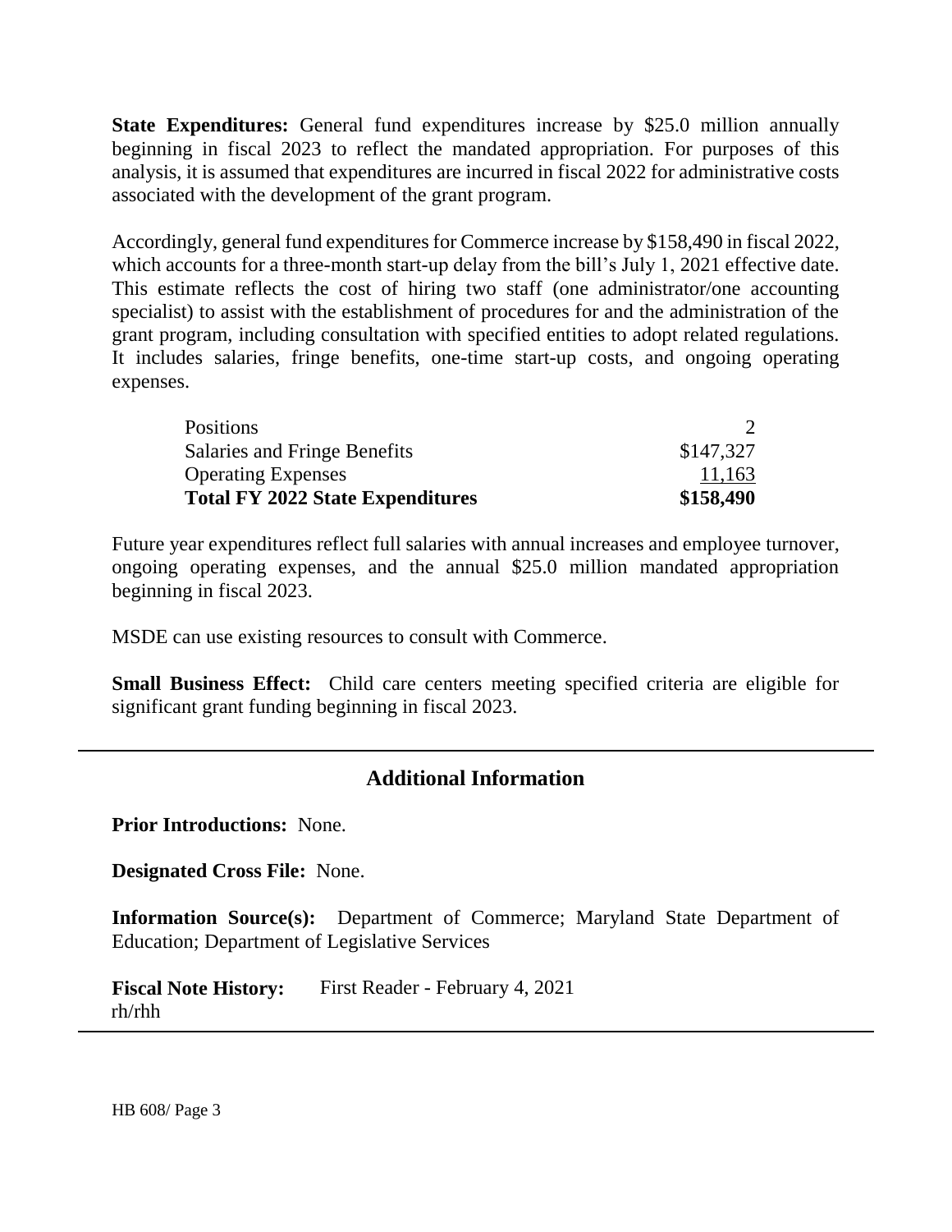**State Expenditures:** General fund expenditures increase by $25.0 million annually beginning in fiscal 2023 to reflect the mandated appropriation. For purposes of this analysis, it is assumed that expenditures are incurred in fiscal 2022 for administrative costs associated with the development of the grant program.

Accordingly, general fund expenditures for Commerce increase by $158,490 in fiscal 2022, which accounts for a three-month start-up delay from the bill's July 1, 2021 effective date. This estimate reflects the cost of hiring two staff (one administrator/one accounting specialist) to assist with the establishment of procedures for and the administration of the grant program, including consultation with specified entities to adopt related regulations. It includes salaries, fringe benefits, one-time start-up costs, and ongoing operating expenses.

| | |
|---|---|
| Positions | 2 |
| Salaries and Fringe Benefits | $147,327 |
| Operating Expenses | 11,163 |
| **Total FY 2022 State Expenditures** | **$158,490** |

Future year expenditures reflect full salaries with annual increases and employee turnover, ongoing operating expenses, and the annual $25.0 million mandated appropriation beginning in fiscal 2023.

MSDE can use existing resources to consult with Commerce.

**Small Business Effect:** Child care centers meeting specified criteria are eligible for significant grant funding beginning in fiscal 2023.

## Additional Information

**Prior Introductions:** None.

**Designated Cross File:** None.

**Information Source(s):** Department of Commerce; Maryland State Department of Education; Department of Legislative Services

**Fiscal Note History:** First Reader - February 4, 2021
rh/rhh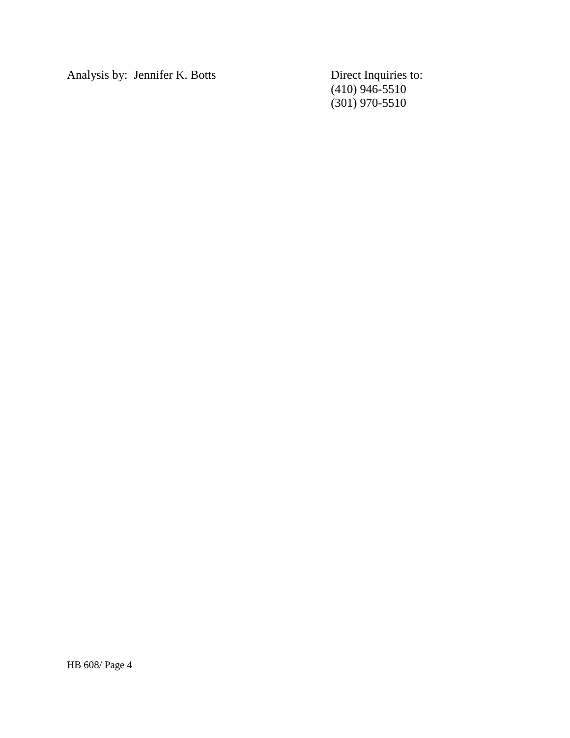Analysis by: Jennifer K. Botts

Direct Inquiries to:
(410) 946-5510
(301) 970-5510